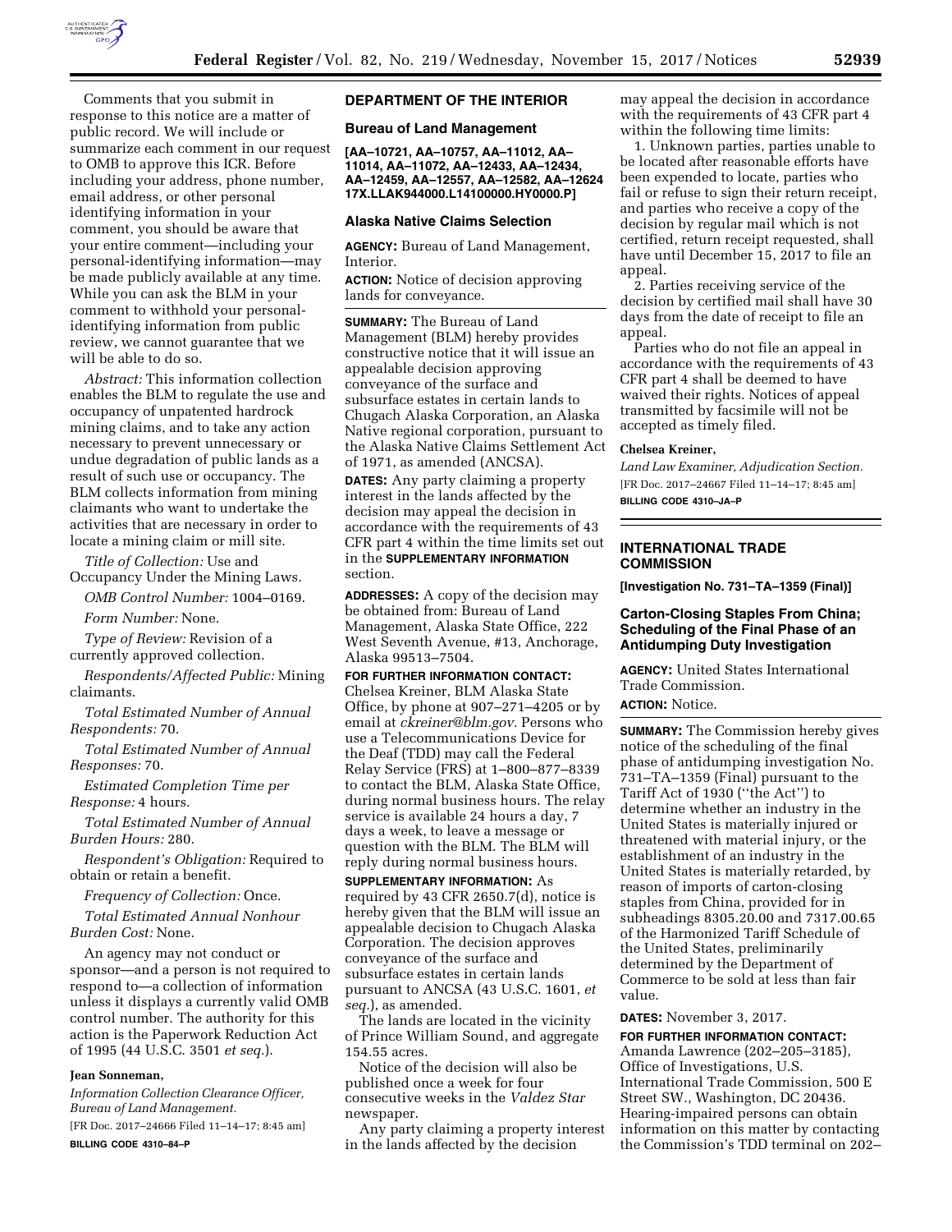Comments that you submit in response to this notice are a matter of public record. We will include or summarize each comment in our request to OMB to approve this ICR. Before including your address, phone number, email address, or other personal identifying information in your comment, you should be aware that your entire comment—including your personal-identifying information—may be made publicly available at any time. While you can ask the BLM in your comment to withhold your personal-identifying information from public review, we cannot guarantee that we will be able to do so.

*Abstract:* This information collection enables the BLM to regulate the use and occupancy of unpatented hardrock mining claims, and to take any action necessary to prevent unnecessary or undue degradation of public lands as a result of such use or occupancy. The BLM collects information from mining claimants who want to undertake the activities that are necessary in order to locate a mining claim or mill site.

*Title of Collection:* Use and Occupancy Under the Mining Laws.

*OMB Control Number:* 1004–0169.

*Form Number:* None.

*Type of Review:* Revision of a currently approved collection.

*Respondents/Affected Public:* Mining claimants.

*Total Estimated Number of Annual Respondents:* 70.

*Total Estimated Number of Annual Responses:* 70.

*Estimated Completion Time per Response:* 4 hours.

*Total Estimated Number of Annual Burden Hours:* 280.

*Respondent's Obligation:* Required to obtain or retain a benefit.

*Frequency of Collection:* Once.

*Total Estimated Annual Nonhour Burden Cost:* None.

An agency may not conduct or sponsor—and a person is not required to respond to—a collection of information unless it displays a currently valid OMB control number. The authority for this action is the Paperwork Reduction Act of 1995 (44 U.S.C. 3501 *et seq.*).

**Jean Sonneman,**

*Information Collection Clearance Officer, Bureau of Land Management.*

[FR Doc. 2017–24666 Filed 11–14–17; 8:45 am]

**BILLING CODE 4310–84–P**

## DEPARTMENT OF THE INTERIOR

### Bureau of Land Management

**[AA–10721, AA–10757, AA–11012, AA–11014, AA–11072, AA–12433, AA–12434, AA–12459, AA–12557, AA–12582, AA–12624 17X.LLAK944000.L14100000.HY0000.P]**

### Alaska Native Claims Selection

**AGENCY:** Bureau of Land Management, Interior.

**ACTION:** Notice of decision approving lands for conveyance.

**SUMMARY:** The Bureau of Land Management (BLM) hereby provides constructive notice that it will issue an appealable decision approving conveyance of the surface and subsurface estates in certain lands to Chugach Alaska Corporation, an Alaska Native regional corporation, pursuant to the Alaska Native Claims Settlement Act of 1971, as amended (ANCSA).

**DATES:** Any party claiming a property interest in the lands affected by the decision may appeal the decision in accordance with the requirements of 43 CFR part 4 within the time limits set out in the **SUPPLEMENTARY INFORMATION** section.

**ADDRESSES:** A copy of the decision may be obtained from: Bureau of Land Management, Alaska State Office, 222 West Seventh Avenue, #13, Anchorage, Alaska 99513–7504.

**FOR FURTHER INFORMATION CONTACT:** Chelsea Kreiner, BLM Alaska State Office, by phone at 907–271–4205 or by email at *ckreiner@blm.gov.* Persons who use a Telecommunications Device for the Deaf (TDD) may call the Federal Relay Service (FRS) at 1–800–877–8339 to contact the BLM, Alaska State Office, during normal business hours. The relay service is available 24 hours a day, 7 days a week, to leave a message or question with the BLM. The BLM will reply during normal business hours.

**SUPPLEMENTARY INFORMATION:** As required by 43 CFR 2650.7(d), notice is hereby given that the BLM will issue an appealable decision to Chugach Alaska Corporation. The decision approves conveyance of the surface and subsurface estates in certain lands pursuant to ANCSA (43 U.S.C. 1601, *et seq.*), as amended.

The lands are located in the vicinity of Prince William Sound, and aggregate 154.55 acres.

Notice of the decision will also be published once a week for four consecutive weeks in the *Valdez Star* newspaper.

Any party claiming a property interest in the lands affected by the decision may appeal the decision in accordance with the requirements of 43 CFR part 4 within the following time limits:

1. Unknown parties, parties unable to be located after reasonable efforts have been expended to locate, parties who fail or refuse to sign their return receipt, and parties who receive a copy of the decision by regular mail which is not certified, return receipt requested, shall have until December 15, 2017 to file an appeal.

2. Parties receiving service of the decision by certified mail shall have 30 days from the date of receipt to file an appeal.

Parties who do not file an appeal in accordance with the requirements of 43 CFR part 4 shall be deemed to have waived their rights. Notices of appeal transmitted by facsimile will not be accepted as timely filed.

**Chelsea Kreiner,**

*Land Law Examiner, Adjudication Section.*

[FR Doc. 2017–24667 Filed 11–14–17; 8:45 am]

**BILLING CODE 4310–JA–P**

## INTERNATIONAL TRADE COMMISSION

**[Investigation No. 731–TA–1359 (Final)]**

### Carton-Closing Staples From China; Scheduling of the Final Phase of an Antidumping Duty Investigation

**AGENCY:** United States International Trade Commission.

**ACTION:** Notice.

**SUMMARY:** The Commission hereby gives notice of the scheduling of the final phase of antidumping investigation No. 731–TA–1359 (Final) pursuant to the Tariff Act of 1930 (''the Act'') to determine whether an industry in the United States is materially injured or threatened with material injury, or the establishment of an industry in the United States is materially retarded, by reason of imports of carton-closing staples from China, provided for in subheadings 8305.20.00 and 7317.00.65 of the Harmonized Tariff Schedule of the United States, preliminarily determined by the Department of Commerce to be sold at less than fair value.

**DATES:** November 3, 2017.

**FOR FURTHER INFORMATION CONTACT:** Amanda Lawrence (202–205–3185), Office of Investigations, U.S. International Trade Commission, 500 E Street SW., Washington, DC 20436. Hearing-impaired persons can obtain information on this matter by contacting the Commission's TDD terminal on 202–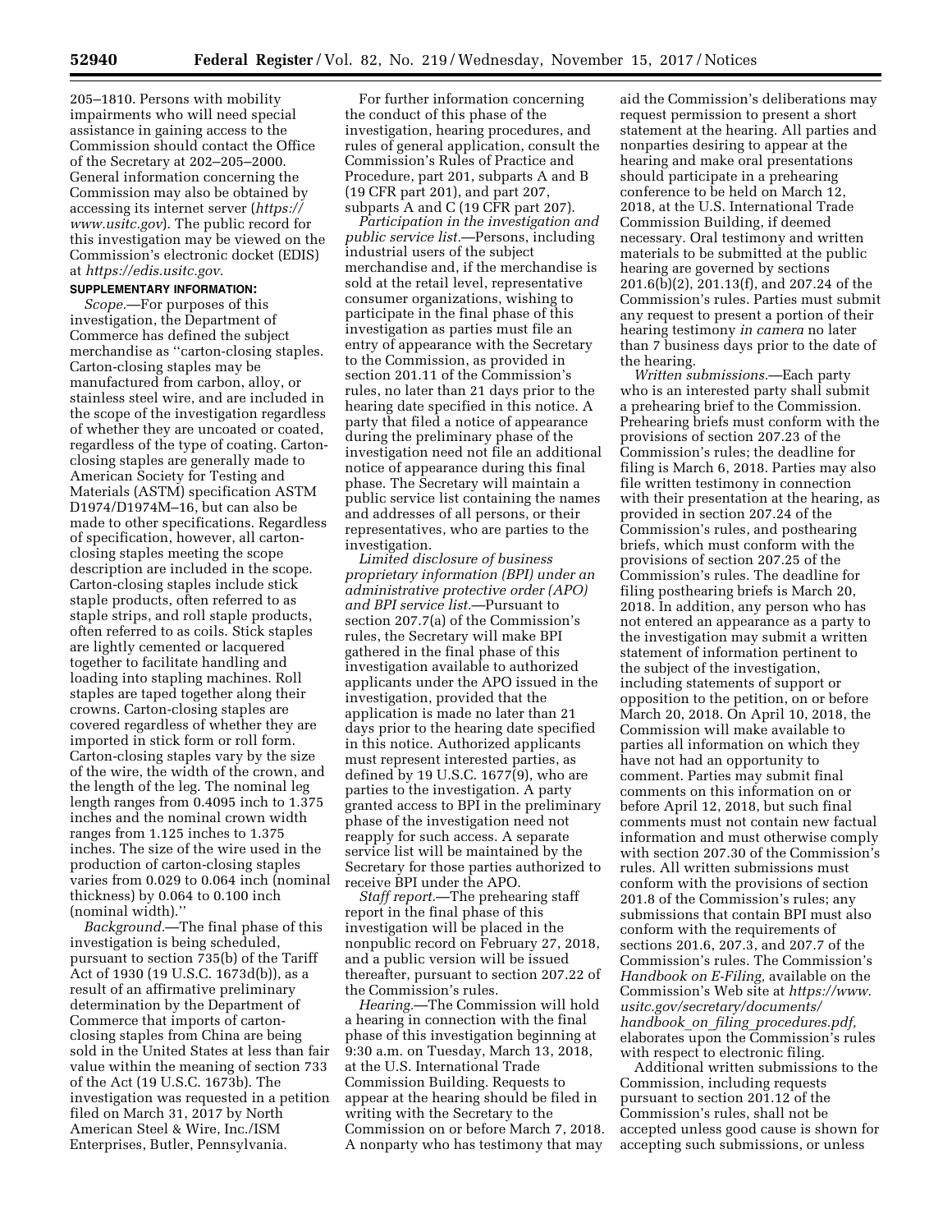205–1810. Persons with mobility impairments who will need special assistance in gaining access to the Commission should contact the Office of the Secretary at 202–205–2000. General information concerning the Commission may also be obtained by accessing its internet server (*https://www.usitc.gov*). The public record for this investigation may be viewed on the Commission's electronic docket (EDIS) at *https://edis.usitc.gov.*

**SUPPLEMENTARY INFORMATION:**

*Scope.*—For purposes of this investigation, the Department of Commerce has defined the subject merchandise as ''carton-closing staples. Carton-closing staples may be manufactured from carbon, alloy, or stainless steel wire, and are included in the scope of the investigation regardless of whether they are uncoated or coated, regardless of the type of coating. Carton-closing staples are generally made to American Society for Testing and Materials (ASTM) specification ASTM D1974/D1974M–16, but can also be made to other specifications. Regardless of specification, however, all carton-closing staples meeting the scope description are included in the scope. Carton-closing staples include stick staple products, often referred to as staple strips, and roll staple products, often referred to as coils. Stick staples are lightly cemented or lacquered together to facilitate handling and loading into stapling machines. Roll staples are taped together along their crowns. Carton-closing staples are covered regardless of whether they are imported in stick form or roll form. Carton-closing staples vary by the size of the wire, the width of the crown, and the length of the leg. The nominal leg length ranges from 0.4095 inch to 1.375 inches and the nominal crown width ranges from 1.125 inches to 1.375 inches. The size of the wire used in the production of carton-closing staples varies from 0.029 to 0.064 inch (nominal thickness) by 0.064 to 0.100 inch (nominal width).''

*Background.*—The final phase of this investigation is being scheduled, pursuant to section 735(b) of the Tariff Act of 1930 (19 U.S.C. 1673d(b)), as a result of an affirmative preliminary determination by the Department of Commerce that imports of carton-closing staples from China are being sold in the United States at less than fair value within the meaning of section 733 of the Act (19 U.S.C. 1673b). The investigation was requested in a petition filed on March 31, 2017 by North American Steel & Wire, Inc./ISM Enterprises, Butler, Pennsylvania.

For further information concerning the conduct of this phase of the investigation, hearing procedures, and rules of general application, consult the Commission's Rules of Practice and Procedure, part 201, subparts A and B (19 CFR part 201), and part 207, subparts A and C (19 CFR part 207).

*Participation in the investigation and public service list.*—Persons, including industrial users of the subject merchandise and, if the merchandise is sold at the retail level, representative consumer organizations, wishing to participate in the final phase of this investigation as parties must file an entry of appearance with the Secretary to the Commission, as provided in section 201.11 of the Commission's rules, no later than 21 days prior to the hearing date specified in this notice. A party that filed a notice of appearance during the preliminary phase of the investigation need not file an additional notice of appearance during this final phase. The Secretary will maintain a public service list containing the names and addresses of all persons, or their representatives, who are parties to the investigation.

*Limited disclosure of business proprietary information (BPI) under an administrative protective order (APO) and BPI service list.*—Pursuant to section 207.7(a) of the Commission's rules, the Secretary will make BPI gathered in the final phase of this investigation available to authorized applicants under the APO issued in the investigation, provided that the application is made no later than 21 days prior to the hearing date specified in this notice. Authorized applicants must represent interested parties, as defined by 19 U.S.C. 1677(9), who are parties to the investigation. A party granted access to BPI in the preliminary phase of the investigation need not reapply for such access. A separate service list will be maintained by the Secretary for those parties authorized to receive BPI under the APO.

*Staff report.*—The prehearing staff report in the final phase of this investigation will be placed in the nonpublic record on February 27, 2018, and a public version will be issued thereafter, pursuant to section 207.22 of the Commission's rules.

*Hearing.*—The Commission will hold a hearing in connection with the final phase of this investigation beginning at 9:30 a.m. on Tuesday, March 13, 2018, at the U.S. International Trade Commission Building. Requests to appear at the hearing should be filed in writing with the Secretary to the Commission on or before March 7, 2018. A nonparty who has testimony that may aid the Commission's deliberations may request permission to present a short statement at the hearing. All parties and nonparties desiring to appear at the hearing and make oral presentations should participate in a prehearing conference to be held on March 12, 2018, at the U.S. International Trade Commission Building, if deemed necessary. Oral testimony and written materials to be submitted at the public hearing are governed by sections 201.6(b)(2), 201.13(f), and 207.24 of the Commission's rules. Parties must submit any request to present a portion of their hearing testimony *in camera* no later than 7 business days prior to the date of the hearing.

*Written submissions.*—Each party who is an interested party shall submit a prehearing brief to the Commission. Prehearing briefs must conform with the provisions of section 207.23 of the Commission's rules; the deadline for filing is March 6, 2018. Parties may also file written testimony in connection with their presentation at the hearing, as provided in section 207.24 of the Commission's rules, and posthearing briefs, which must conform with the provisions of section 207.25 of the Commission's rules. The deadline for filing posthearing briefs is March 20, 2018. In addition, any person who has not entered an appearance as a party to the investigation may submit a written statement of information pertinent to the subject of the investigation, including statements of support or opposition to the petition, on or before March 20, 2018. On April 10, 2018, the Commission will make available to parties all information on which they have not had an opportunity to comment. Parties may submit final comments on this information on or before April 12, 2018, but such final comments must not contain new factual information and must otherwise comply with section 207.30 of the Commission's rules. All written submissions must conform with the provisions of section 201.8 of the Commission's rules; any submissions that contain BPI must also conform with the requirements of sections 201.6, 207.3, and 207.7 of the Commission's rules. The Commission's *Handbook on E-Filing,* available on the Commission's Web site at *https://www.usitc.gov/secretary/documents/handbook_on_filing_procedures.pdf,* elaborates upon the Commission's rules with respect to electronic filing.

Additional written submissions to the Commission, including requests pursuant to section 201.12 of the Commission's rules, shall not be accepted unless good cause is shown for accepting such submissions, or unless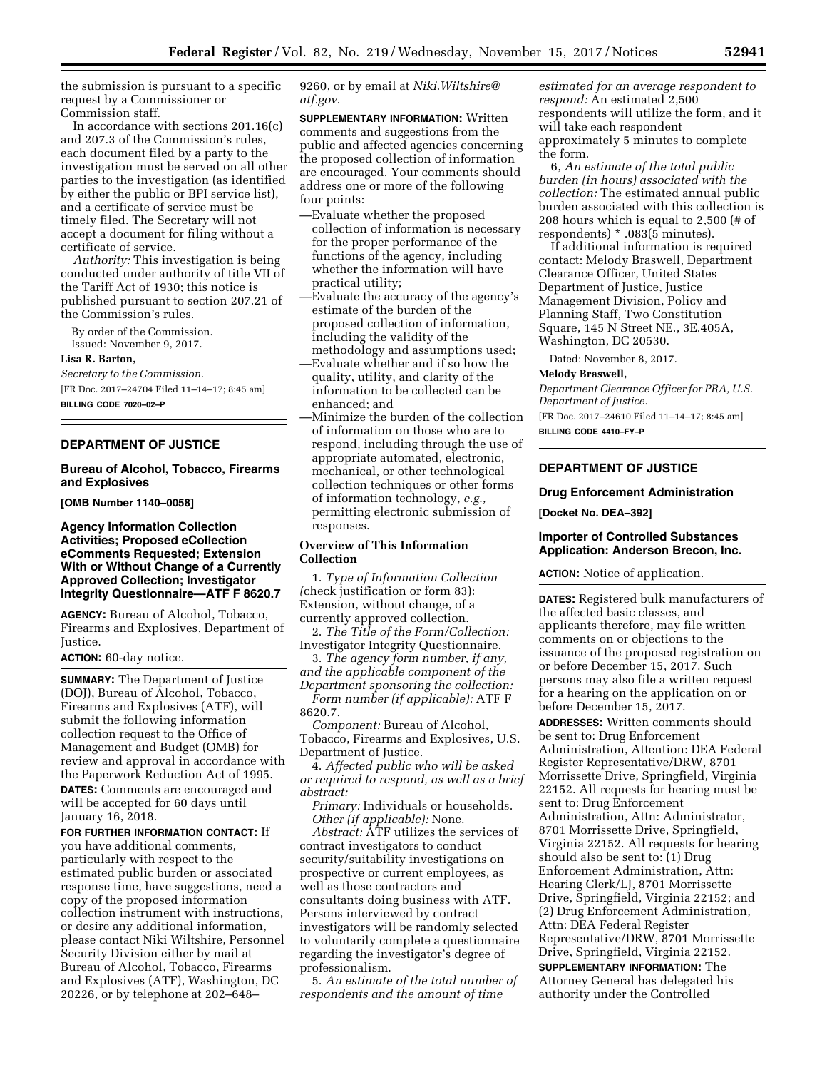the submission is pursuant to a specific request by a Commissioner or Commission staff.

In accordance with sections 201.16(c) and 207.3 of the Commission's rules, each document filed by a party to the investigation must be served on all other parties to the investigation (as identified by either the public or BPI service list), and a certificate of service must be timely filed. The Secretary will not accept a document for filing without a certificate of service.

*Authority:* This investigation is being conducted under authority of title VII of the Tariff Act of 1930; this notice is published pursuant to section 207.21 of the Commission's rules.

By order of the Commission.

Issued: November 9, 2017.

**Lisa R. Barton,**

*Secretary to the Commission.*

[FR Doc. 2017–24704 Filed 11–14–17; 8:45 am]

**BILLING CODE 7020–02–P**

## DEPARTMENT OF JUSTICE

### Bureau of Alcohol, Tobacco, Firearms and Explosives

**[OMB Number 1140–0058]**

### Agency Information Collection Activities; Proposed eCollection eComments Requested; Extension With or Without Change of a Currently Approved Collection; Investigator Integrity Questionnaire—ATF F 8620.7

**AGENCY:** Bureau of Alcohol, Tobacco, Firearms and Explosives, Department of Justice.

**ACTION:** 60-day notice.

**SUMMARY:** The Department of Justice (DOJ), Bureau of Alcohol, Tobacco, Firearms and Explosives (ATF), will submit the following information collection request to the Office of Management and Budget (OMB) for review and approval in accordance with the Paperwork Reduction Act of 1995.

**DATES:** Comments are encouraged and will be accepted for 60 days until January 16, 2018.

**FOR FURTHER INFORMATION CONTACT:** If you have additional comments, particularly with respect to the estimated public burden or associated response time, have suggestions, need a copy of the proposed information collection instrument with instructions, or desire any additional information, please contact Niki Wiltshire, Personnel Security Division either by mail at Bureau of Alcohol, Tobacco, Firearms and Explosives (ATF), Washington, DC 20226, or by telephone at 202–648–9260, or by email at *Niki.Wiltshire@atf.gov*.

**SUPPLEMENTARY INFORMATION:** Written comments and suggestions from the public and affected agencies concerning the proposed collection of information are encouraged. Your comments should address one or more of the following four points:

—Evaluate whether the proposed collection of information is necessary for the proper performance of the functions of the agency, including whether the information will have practical utility;

—Evaluate the accuracy of the agency's estimate of the burden of the proposed collection of information, including the validity of the methodology and assumptions used;

—Evaluate whether and if so how the quality, utility, and clarity of the information to be collected can be enhanced; and

—Minimize the burden of the collection of information on those who are to respond, including through the use of appropriate automated, electronic, mechanical, or other technological collection techniques or other forms of information technology, *e.g.,* permitting electronic submission of responses.

### Overview of This Information Collection

1. *Type of Information Collection (*check justification or form 83): Extension, without change, of a currently approved collection.

2. *The Title of the Form/Collection:* Investigator Integrity Questionnaire.

3. *The agency form number, if any, and the applicable component of the Department sponsoring the collection:*

*Form number (if applicable):* ATF F 8620.7.

*Component:* Bureau of Alcohol, Tobacco, Firearms and Explosives, U.S. Department of Justice.

4. *Affected public who will be asked or required to respond, as well as a brief abstract:*

*Primary:* Individuals or households.

*Other (if applicable):* None.

*Abstract:* ATF utilizes the services of contract investigators to conduct security/suitability investigations on prospective or current employees, as well as those contractors and consultants doing business with ATF. Persons interviewed by contract investigators will be randomly selected to voluntarily complete a questionnaire regarding the investigator's degree of professionalism.

5. *An estimate of the total number of respondents and the amount of time estimated for an average respondent to respond:* An estimated 2,500 respondents will utilize the form, and it will take each respondent approximately 5 minutes to complete the form.

6. *An estimate of the total public burden (in hours) associated with the collection:* The estimated annual public burden associated with this collection is 208 hours which is equal to 2,500 (# of respondents) * .083(5 minutes).

If additional information is required contact: Melody Braswell, Department Clearance Officer, United States Department of Justice, Justice Management Division, Policy and Planning Staff, Two Constitution Square, 145 N Street NE., 3E.405A, Washington, DC 20530.

Dated: November 8, 2017.

**Melody Braswell,**

*Department Clearance Officer for PRA, U.S. Department of Justice.*

[FR Doc. 2017–24610 Filed 11–14–17; 8:45 am]

**BILLING CODE 4410–FY–P**

## DEPARTMENT OF JUSTICE

### Drug Enforcement Administration

**[Docket No. DEA–392]**

### Importer of Controlled Substances Application: Anderson Brecon, Inc.

**ACTION:** Notice of application.

**DATES:** Registered bulk manufacturers of the affected basic classes, and applicants therefore, may file written comments on or objections to the issuance of the proposed registration on or before December 15, 2017. Such persons may also file a written request for a hearing on the application on or before December 15, 2017.

**ADDRESSES:** Written comments should be sent to: Drug Enforcement Administration, Attention: DEA Federal Register Representative/DRW, 8701 Morrissette Drive, Springfield, Virginia 22152. All requests for hearing must be sent to: Drug Enforcement Administration, Attn: Administrator, 8701 Morrissette Drive, Springfield, Virginia 22152. All requests for hearing should also be sent to: (1) Drug Enforcement Administration, Attn: Hearing Clerk/LJ, 8701 Morrissette Drive, Springfield, Virginia 22152; and (2) Drug Enforcement Administration, Attn: DEA Federal Register Representative/DRW, 8701 Morrissette Drive, Springfield, Virginia 22152.

**SUPPLEMENTARY INFORMATION:** The Attorney General has delegated his authority under the Controlled